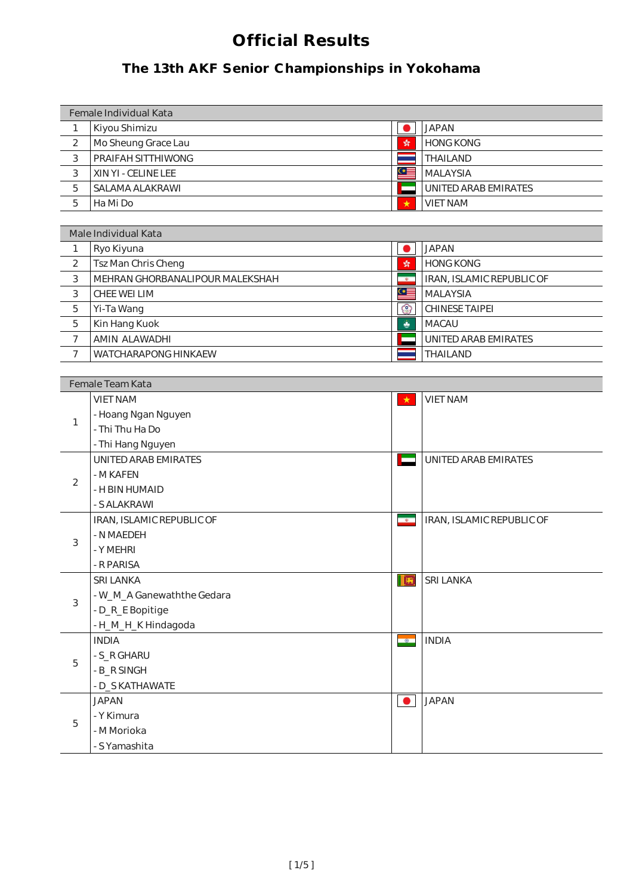# Official Results

## The 13th AKF Senior Championships in Yokohama

| Female Individual Kata | | |
|---|---|---|
| 1 | Kiyou Shimizu | JAPAN |
| 2 | Mo Sheung Grace Lau | HONG KONG |
| 3 | PRAIFAH SITTHIWONG | THAILAND |
| 3 | XIN YI - CELINE LEE | MALAYSIA |
| 5 | SALAMA ALAKRAWI | UNITED ARAB EMIRATES |
| 5 | Ha Mi Do | VIET NAM |

| Male Individual Kata | | |
|---|---|---|
| 1 | Ryo Kiyuna | JAPAN |
| 2 | Tsz Man Chris Cheng | HONG KONG |
| 3 | MEHRAN GHORBANALIPOUR MALEKSHAH | IRAN, ISLAMIC REPUBLIC OF |
| 3 | CHEE WEI LIM | MALAYSIA |
| 5 | Yi-Ta Wang | CHINESE TAIPEI |
| 5 | Kin Hang Kuok | MACAU |
| 7 | AMIN ALAWADHI | UNITED ARAB EMIRATES |
| 7 | WATCHARAPONG HINKAEW | THAILAND |

| Female Team Kata | | |
|---|---|---|
| 1 | VIET NAM<br>- Hoang Ngan Nguyen<br>- Thi Thu Ha Do<br>- Thi Hang Nguyen | VIET NAM |
| 2 | UNITED ARAB EMIRATES<br>- M KAFEN<br>- H BIN HUMAID<br>- S ALAKRAWI | UNITED ARAB EMIRATES |
| 3 | IRAN, ISLAMIC REPUBLIC OF<br>- N MAEDEH<br>- Y MEHRI<br>- R PARISA | IRAN, ISLAMIC REPUBLIC OF |
| 3 | SRI LANKA<br>- W_M_A Ganewaththe Gedara<br>- D_R_E Bopitige<br>- H_M_H_K Hindagoda | SRI LANKA |
| 5 | INDIA<br>- S_R GHARU<br>- B_R SINGH<br>- D_S KATHAWATE | INDIA |
| 5 | JAPAN<br>- Y Kimura<br>- M Morioka<br>- S Yamashita | JAPAN |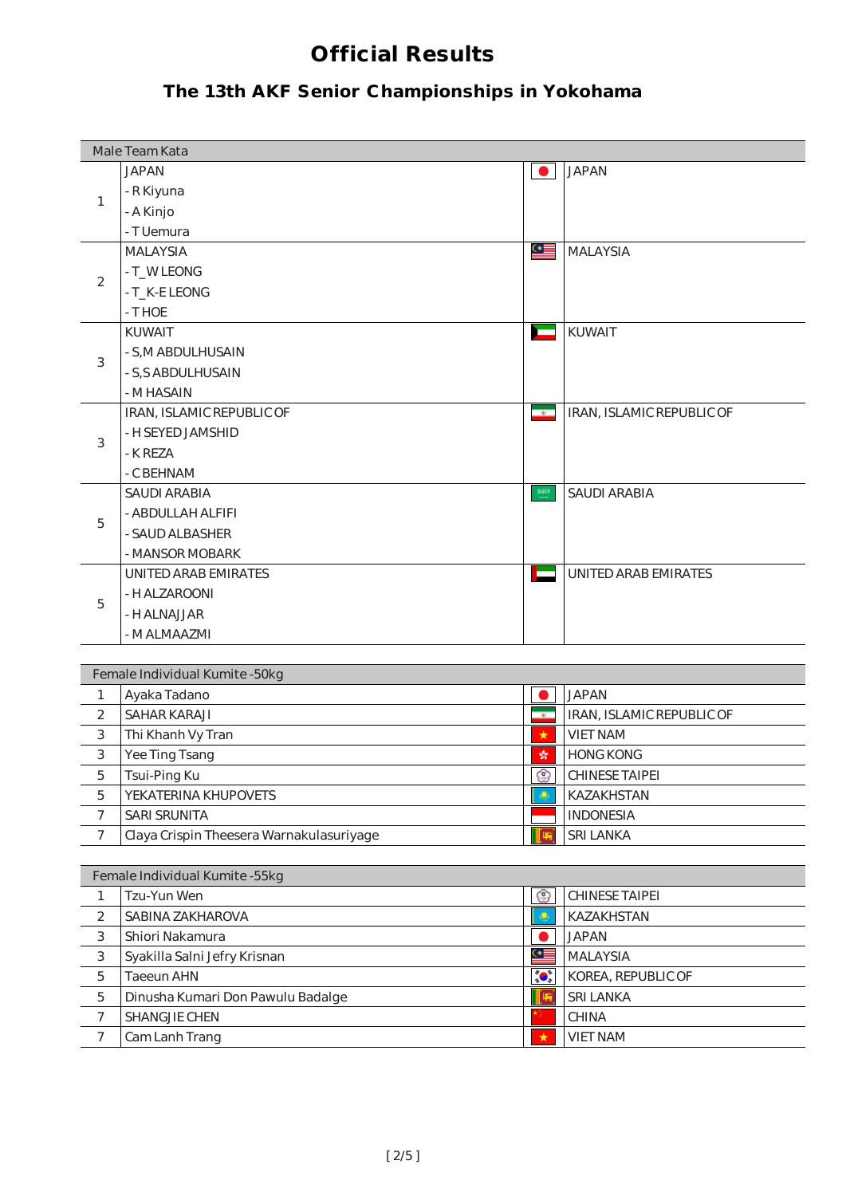# Official Results

## The 13th AKF Senior Championships in Yokohama

| Male Team Kata | | |
|---|---|---|
| 1 | JAPAN<br>- R Kiyuna<br>- A Kinjo<br>- T Uemura | JAPAN |
| 2 | MALAYSIA<br>- T_W LEONG<br>- T_K-E LEONG<br>- T HOE | MALAYSIA |
| 3 | KUWAIT<br>- S,M ABDULHUSAIN<br>- S,S ABDULHUSAIN<br>- M HASAIN | KUWAIT |
| 3 | IRAN, ISLAMIC REPUBLIC OF<br>- H SEYED JAMSHID<br>- K REZA<br>- C BEHNAM | IRAN, ISLAMIC REPUBLIC OF |
| 5 | SAUDI ARABIA<br>- ABDULLAH ALFIFI<br>- SAUD ALBASHER<br>- MANSOR MOBARK | SAUDI ARABIA |
| 5 | UNITED ARAB EMIRATES<br>- H ALZAROONI<br>- H ALNAJJAR<br>- M ALMAAZMI | UNITED ARAB EMIRATES |

| Female Individual Kumite -50kg | | |
|---|---|---|
| 1 | Ayaka Tadano | JAPAN |
| 2 | SAHAR KARAJI | IRAN, ISLAMIC REPUBLIC OF |
| 3 | Thi Khanh Vy Tran | VIET NAM |
| 3 | Yee Ting Tsang | HONG KONG |
| 5 | Tsui-Ping Ku | CHINESE TAIPEI |
| 5 | YEKATERINA KHUPOVETS | KAZAKHSTAN |
| 7 | SARI SRUNITA | INDONESIA |
| 7 | Claya Crispin Theesera Warnakulasuriyage | SRI LANKA |

| Female Individual Kumite -55kg | | |
|---|---|---|
| 1 | Tzu-Yun Wen | CHINESE TAIPEI |
| 2 | SABINA ZAKHAROVA | KAZAKHSTAN |
| 3 | Shiori Nakamura | JAPAN |
| 3 | Syakilla Salni Jefry Krisnan | MALAYSIA |
| 5 | Taeeun AHN | KOREA, REPUBLIC OF |
| 5 | Dinusha Kumari Don Pawulu Badalge | SRI LANKA |
| 7 | SHANGJIE CHEN | CHINA |
| 7 | Cam Lanh Trang | VIET NAM |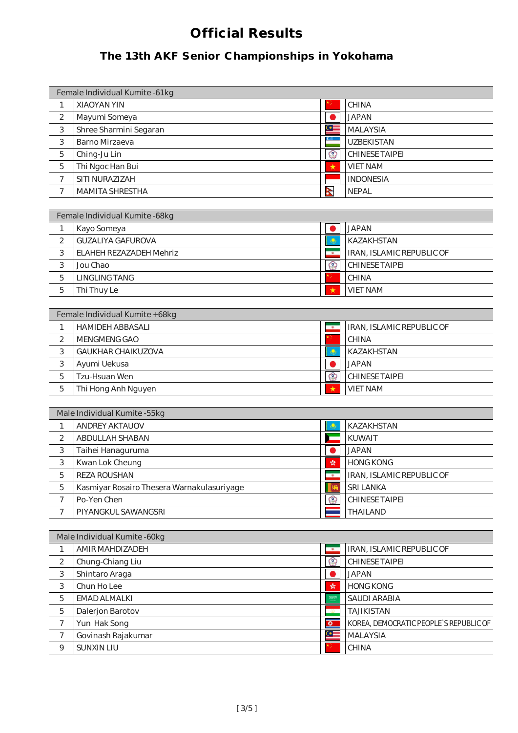# Official Results

## The 13th AKF Senior Championships in Yokohama

| Female Individual Kumite -61kg | | |
|---|---|---|
| 1 | XIAOYAN YIN | CHINA |
| 2 | Mayumi Someya | JAPAN |
| 3 | Shree Sharmini Segaran | MALAYSIA |
| 3 | Barno Mirzaeva | UZBEKISTAN |
| 5 | Ching-Ju Lin | CHINESE TAIPEI |
| 5 | Thi Ngoc Han Bui | VIET NAM |
| 7 | SITI NURAZIZAH | INDONESIA |
| 7 | MAMITA SHRESTHA | NEPAL |

| Female Individual Kumite -68kg | | |
|---|---|---|
| 1 | Kayo Someya | JAPAN |
| 2 | GUZALIYA GAFUROVA | KAZAKHSTAN |
| 3 | ELAHEH REZAZADEH Mehriz | IRAN, ISLAMIC REPUBLIC OF |
| 3 | Jou Chao | CHINESE TAIPEI |
| 5 | LINGLING TANG | CHINA |
| 5 | Thi Thuy Le | VIET NAM |

| Female Individual Kumite +68kg | | |
|---|---|---|
| 1 | HAMIDEH ABBASALI | IRAN, ISLAMIC REPUBLIC OF |
| 2 | MENGMENG GAO | CHINA |
| 3 | GAUKHAR CHAIKUZOVA | KAZAKHSTAN |
| 3 | Ayumi Uekusa | JAPAN |
| 5 | Tzu-Hsuan Wen | CHINESE TAIPEI |
| 5 | Thi Hong Anh Nguyen | VIET NAM |

| Male Individual Kumite -55kg | | |
|---|---|---|
| 1 | ANDREY AKTAUOV | KAZAKHSTAN |
| 2 | ABDULLAH SHABAN | KUWAIT |
| 3 | Taihei Hanaguruma | JAPAN |
| 3 | Kwan Lok Cheung | HONG KONG |
| 5 | REZA ROUSHAN | IRAN, ISLAMIC REPUBLIC OF |
| 5 | Kasmiyar Rosairo Thesera Warnakulasuriyage | SRI LANKA |
| 7 | Po-Yen Chen | CHINESE TAIPEI |
| 7 | PIYANGKUL SAWANGSRI | THAILAND |

| Male Individual Kumite -60kg | | |
|---|---|---|
| 1 | AMIR MAHDIZADEH | IRAN, ISLAMIC REPUBLIC OF |
| 2 | Chung-Chiang Liu | CHINESE TAIPEI |
| 3 | Shintaro Araga | JAPAN |
| 3 | Chun Ho Lee | HONG KONG |
| 5 | EMAD ALMALKI | SAUDI ARABIA |
| 5 | Dalerjon Barotov | TAJIKISTAN |
| 7 | Yun Hak Song | KOREA, DEMOCRATIC PEOPLE`S REPUBLIC OF |
| 7 | Govinash Rajakumar | MALAYSIA |
| 9 | SUNXIN LIU | CHINA |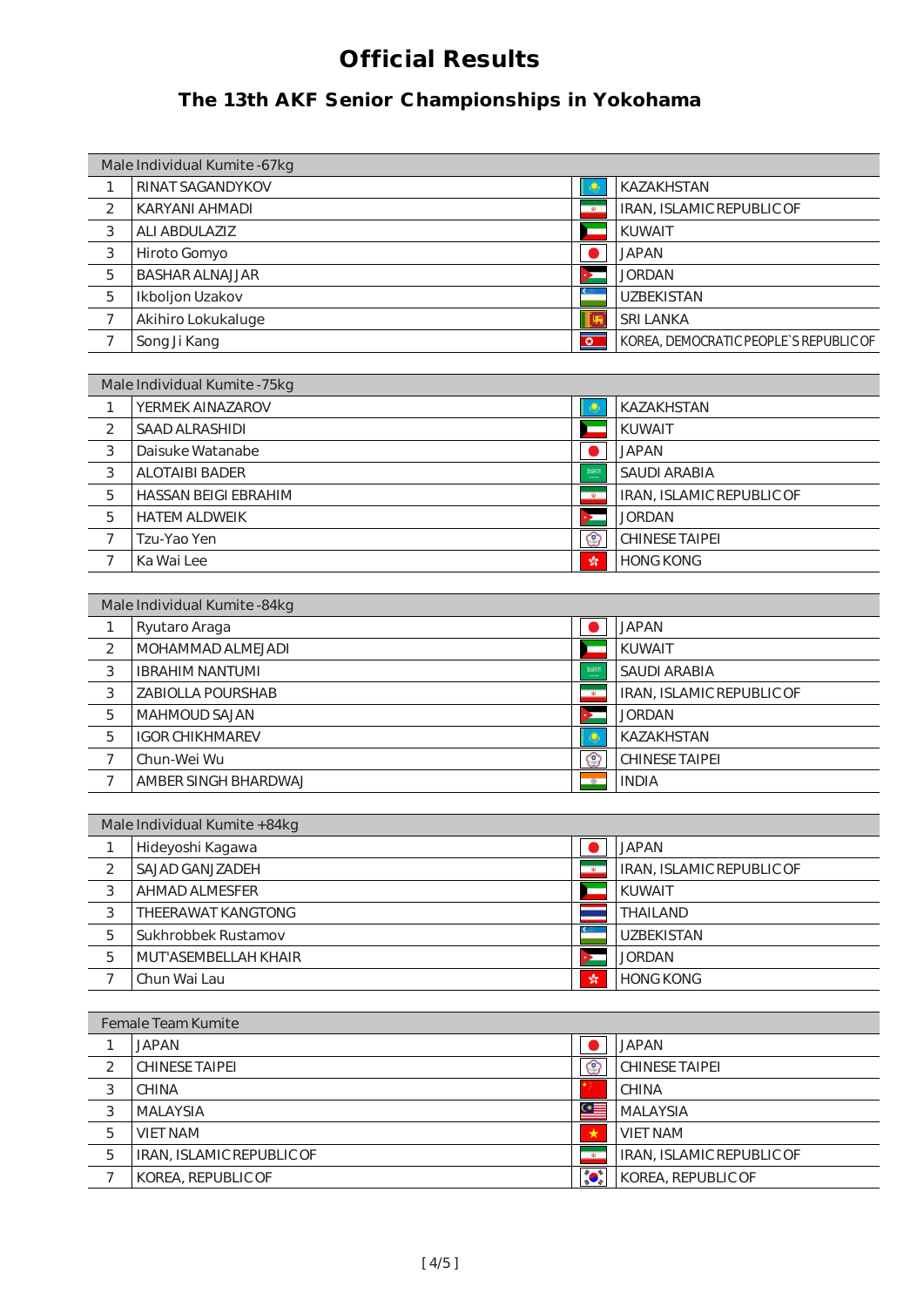# Official Results

## The 13th AKF Senior Championships in Yokohama

| Male Individual Kumite -67kg | | |
|---|---|---|
| 1 | RINAT SAGANDYKOV | KAZAKHSTAN |
| 2 | KARYANI AHMADI | IRAN, ISLAMIC REPUBLIC OF |
| 3 | ALI ABDULAZIZ | KUWAIT |
| 3 | Hiroto Gomyo | JAPAN |
| 5 | BASHAR ALNAJJAR | JORDAN |
| 5 | Ikboljon Uzakov | UZBEKISTAN |
| 7 | Akihiro Lokukaluge | SRI LANKA |
| 7 | Song Ji Kang | KOREA, DEMOCRATIC PEOPLE`S REPUBLIC OF |

| Male Individual Kumite -75kg | | |
|---|---|---|
| 1 | YERMEK AINAZAROV | KAZAKHSTAN |
| 2 | SAAD ALRASHIDI | KUWAIT |
| 3 | Daisuke Watanabe | JAPAN |
| 3 | ALOTAIBI BADER | SAUDI ARABIA |
| 5 | HASSAN BEIGI EBRAHIM | IRAN, ISLAMIC REPUBLIC OF |
| 5 | HATEM ALDWEIK | JORDAN |
| 7 | Tzu-Yao Yen | CHINESE TAIPEI |
| 7 | Ka Wai Lee | HONG KONG |

| Male Individual Kumite -84kg | | |
|---|---|---|
| 1 | Ryutaro Araga | JAPAN |
| 2 | MOHAMMAD ALMEJADI | KUWAIT |
| 3 | IBRAHIM NANTUMI | SAUDI ARABIA |
| 3 | ZABIOLLA POURSHAB | IRAN, ISLAMIC REPUBLIC OF |
| 5 | MAHMOUD SAJAN | JORDAN |
| 5 | IGOR CHIKHMAREV | KAZAKHSTAN |
| 7 | Chun-Wei Wu | CHINESE TAIPEI |
| 7 | AMBER SINGH BHARDWAJ | INDIA |

| Male Individual Kumite +84kg | | |
|---|---|---|
| 1 | Hideyoshi Kagawa | JAPAN |
| 2 | SAJAD GANJZADEH | IRAN, ISLAMIC REPUBLIC OF |
| 3 | AHMAD ALMESFER | KUWAIT |
| 3 | THEERAWAT KANGTONG | THAILAND |
| 5 | Sukhrobbek Rustamov | UZBEKISTAN |
| 5 | MUT'ASEMBELLAH KHAIR | JORDAN |
| 7 | Chun Wai Lau | HONG KONG |

| Female Team Kumite | | |
|---|---|---|
| 1 | JAPAN | JAPAN |
| 2 | CHINESE TAIPEI | CHINESE TAIPEI |
| 3 | CHINA | CHINA |
| 3 | MALAYSIA | MALAYSIA |
| 5 | VIET NAM | VIET NAM |
| 5 | IRAN, ISLAMIC REPUBLIC OF | IRAN, ISLAMIC REPUBLIC OF |
| 7 | KOREA, REPUBLIC OF | KOREA, REPUBLIC OF |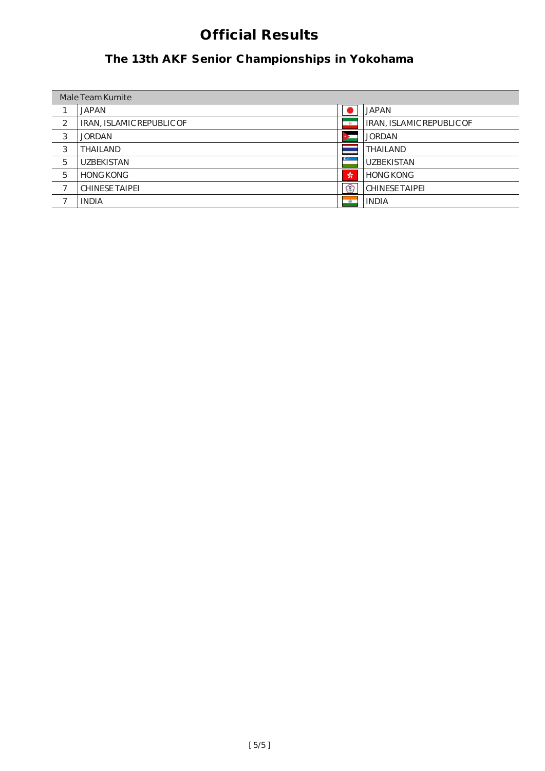# Official Results

## The 13th AKF Senior Championships in Yokohama

| Male Team Kumite | | | |
|---|---|---|---|
| 1 | JAPAN | | JAPAN |
| 2 | IRAN, ISLAMIC REPUBLIC OF | | IRAN, ISLAMIC REPUBLIC OF |
| 3 | JORDAN | | JORDAN |
| 3 | THAILAND | | THAILAND |
| 5 | UZBEKISTAN | | UZBEKISTAN |
| 5 | HONG KONG | | HONG KONG |
| 7 | CHINESE TAIPEI | | CHINESE TAIPEI |
| 7 | INDIA | | INDIA |